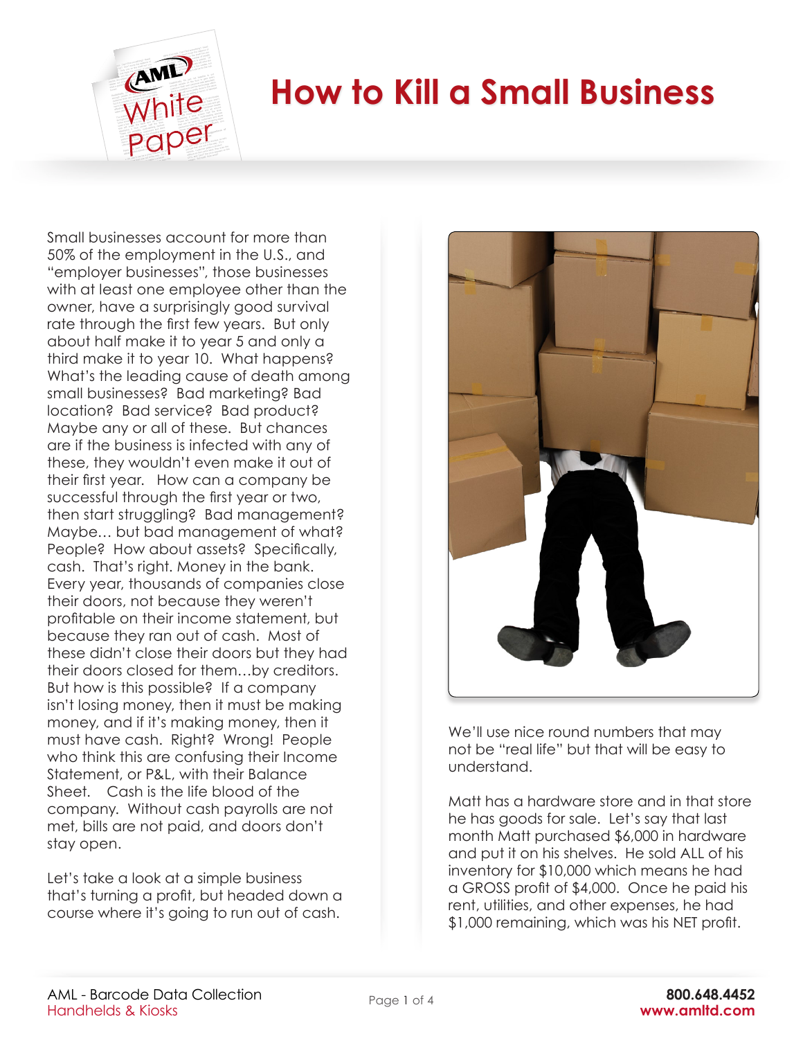# How to Kill a Small Business

Small businesses account for more than 50% of the employment in the U.S., and "employer businesses", those businesses with at least one employee other than the owner, have a surprisingly good survival rate through the first few years. But only about half make it to year 5 and only a third make it to year 10. What happens? What's the leading cause of death among small businesses? Bad marketing? Bad location? Bad service? Bad product? Maybe any or all of these. But chances are if the business is infected with any of these, they wouldn't even make it out of their first year. How can a company be successful through the first year or two, then start struggling? Bad management? Maybe… but bad management of what? People? How about assets? Specifically, cash. That's right. Money in the bank. Every year, thousands of companies close their doors, not because they weren't profitable on their income statement, but because they ran out of cash. Most of these didn't close their doors but they had their doors closed for them…by creditors. But how is this possible? If a company isn't losing money, then it must be making money, and if it's making money, then it must have cash. Right? Wrong! People who think this are confusing their Income Statement, or P&L, with their Balance Sheet. Cash is the life blood of the company. Without cash payrolls are not met, bills are not paid, and doors don't stay open.

Let's take a look at a simple business that's turning a profit, but headed down a course where it's going to run out of cash.

We'll use nice round numbers that may not be "real life" but that will be easy to understand.

Matt has a hardware store and in that store he has goods for sale. Let's say that last month Matt purchased $6,000 in hardware and put it on his shelves. He sold ALL of his inventory for $10,000 which means he had a GROSS profit of $4,000. Once he paid his rent, utilities, and other expenses, he had $1,000 remaining, which was his NET profit.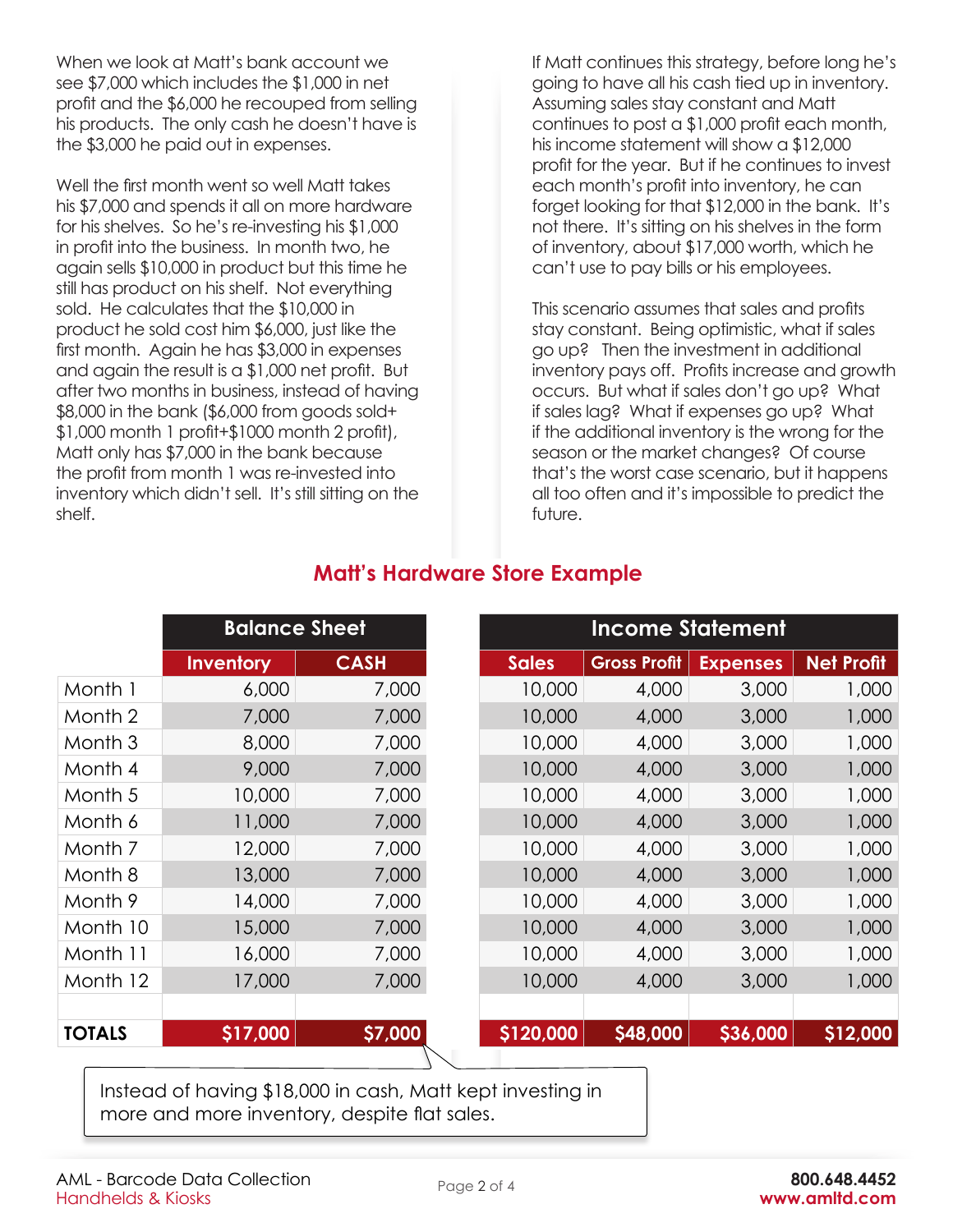When we look at Matt's bank account we see $7,000 which includes the $1,000 in net profit and the $6,000 he recouped from selling his products. The only cash he doesn't have is the $3,000 he paid out in expenses.

Well the first month went so well Matt takes his $7,000 and spends it all on more hardware for his shelves. So he's re-investing his $1,000 in profit into the business. In month two, he again sells $10,000 in product but this time he still has product on his shelf. Not everything sold. He calculates that the $10,000 in product he sold cost him $6,000, just like the first month. Again he has $3,000 in expenses and again the result is a $1,000 net profit. But after two months in business, instead of having $8,000 in the bank ($6,000 from goods sold+ $1,000 month 1 profit+$1000 month 2 profit), Matt only has $7,000 in the bank because the profit from month 1 was re-invested into inventory which didn't sell. It's still sitting on the shelf.

If Matt continues this strategy, before long he's going to have all his cash tied up in inventory. Assuming sales stay constant and Matt continues to post a $1,000 profit each month, his income statement will show a $12,000 profit for the year. But if he continues to invest each month's profit into inventory, he can forget looking for that $12,000 in the bank. It's not there. It's sitting on his shelves in the form of inventory, about $17,000 worth, which he can't use to pay bills or his employees.

This scenario assumes that sales and profits stay constant. Being optimistic, what if sales go up? Then the investment in additional inventory pays off. Profits increase and growth occurs. But what if sales don't go up? What if sales lag? What if expenses go up? What if the additional inventory is the wrong for the season or the market changes? Of course that's the worst case scenario, but it happens all too often and it's impossible to predict the future.

## Matt's Hardware Store Example

| | Balance Sheet | | Income Statement | | | |
|---|---|---|---|---|---|---|
| | Inventory | CASH | Sales | Gross Profit | Expenses | Net Profit |
| Month 1 | 6,000 | 7,000 | 10,000 | 4,000 | 3,000 | 1,000 |
| Month 2 | 7,000 | 7,000 | 10,000 | 4,000 | 3,000 | 1,000 |
| Month 3 | 8,000 | 7,000 | 10,000 | 4,000 | 3,000 | 1,000 |
| Month 4 | 9,000 | 7,000 | 10,000 | 4,000 | 3,000 | 1,000 |
| Month 5 | 10,000 | 7,000 | 10,000 | 4,000 | 3,000 | 1,000 |
| Month 6 | 11,000 | 7,000 | 10,000 | 4,000 | 3,000 | 1,000 |
| Month 7 | 12,000 | 7,000 | 10,000 | 4,000 | 3,000 | 1,000 |
| Month 8 | 13,000 | 7,000 | 10,000 | 4,000 | 3,000 | 1,000 |
| Month 9 | 14,000 | 7,000 | 10,000 | 4,000 | 3,000 | 1,000 |
| Month 10 | 15,000 | 7,000 | 10,000 | 4,000 | 3,000 | 1,000 |
| Month 11 | 16,000 | 7,000 | 10,000 | 4,000 | 3,000 | 1,000 |
| Month 12 | 17,000 | 7,000 | 10,000 | 4,000 | 3,000 | 1,000 |
| **TOTALS** | **$17,000** | **$7,000** | **$120,000** | **$48,000** | **$36,000** | **$12,000** |

Instead of having $18,000 in cash, Matt kept investing in more and more inventory, despite flat sales.

AML - Barcode Data Collection
Handhelds & Kiosks

**800.648.4452**
**www.amltd.com**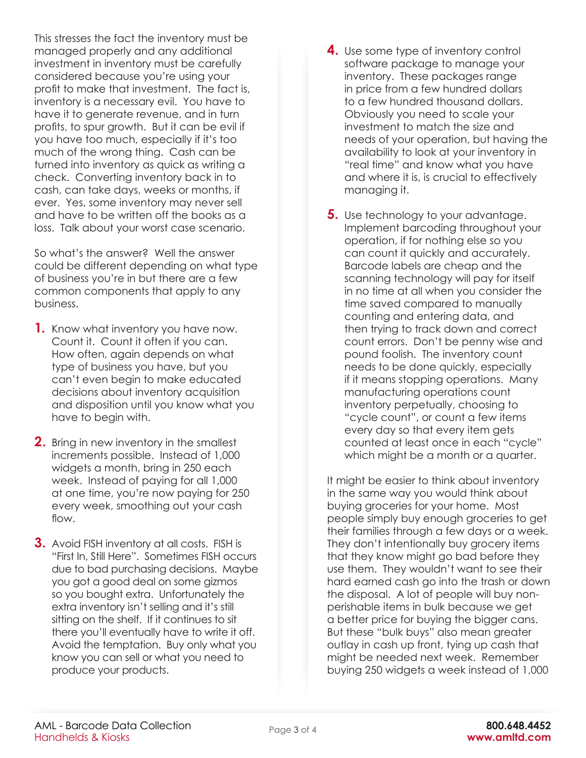This stresses the fact the inventory must be managed properly and any additional investment in inventory must be carefully considered because you're using your profit to make that investment. The fact is, inventory is a necessary evil. You have to have it to generate revenue, and in turn profits, to spur growth. But it can be evil if you have too much, especially if it's too much of the wrong thing. Cash can be turned into inventory as quick as writing a check. Converting inventory back in to cash, can take days, weeks or months, if ever. Yes, some inventory may never sell and have to be written off the books as a loss. Talk about your worst case scenario.

So what's the answer? Well the answer could be different depending on what type of business you're in but there are a few common components that apply to any business.

1. Know what inventory you have now. Count it. Count it often if you can. How often, again depends on what type of business you have, but you can't even begin to make educated decisions about inventory acquisition and disposition until you know what you have to begin with.

2. Bring in new inventory in the smallest increments possible. Instead of 1,000 widgets a month, bring in 250 each week. Instead of paying for all 1,000 at one time, you're now paying for 250 every week, smoothing out your cash flow.

3. Avoid FISH inventory at all costs. FISH is "First In, Still Here". Sometimes FISH occurs due to bad purchasing decisions. Maybe you got a good deal on some gizmos so you bought extra. Unfortunately the extra inventory isn't selling and it's still sitting on the shelf. If it continues to sit there you'll eventually have to write it off. Avoid the temptation. Buy only what you know you can sell or what you need to produce your products.

4. Use some type of inventory control software package to manage your inventory. These packages range in price from a few hundred dollars to a few hundred thousand dollars. Obviously you need to scale your investment to match the size and needs of your operation, but having the availability to look at your inventory in "real time" and know what you have and where it is, is crucial to effectively managing it.

5. Use technology to your advantage. Implement barcoding throughout your operation, if for nothing else so you can count it quickly and accurately. Barcode labels are cheap and the scanning technology will pay for itself in no time at all when you consider the time saved compared to manually counting and entering data, and then trying to track down and correct count errors. Don't be penny wise and pound foolish. The inventory count needs to be done quickly, especially if it means stopping operations. Many manufacturing operations count inventory perpetually, choosing to "cycle count", or count a few items every day so that every item gets counted at least once in each "cycle" which might be a month or a quarter.

It might be easier to think about inventory in the same way you would think about buying groceries for your home. Most people simply buy enough groceries to get their families through a few days or a week. They don't intentionally buy grocery items that they know might go bad before they use them. They wouldn't want to see their hard earned cash go into the trash or down the disposal. A lot of people will buy non-perishable items in bulk because we get a better price for buying the bigger cans. But these "bulk buys" also mean greater outlay in cash up front, tying up cash that might be needed next week. Remember buying 250 widgets a week instead of 1,000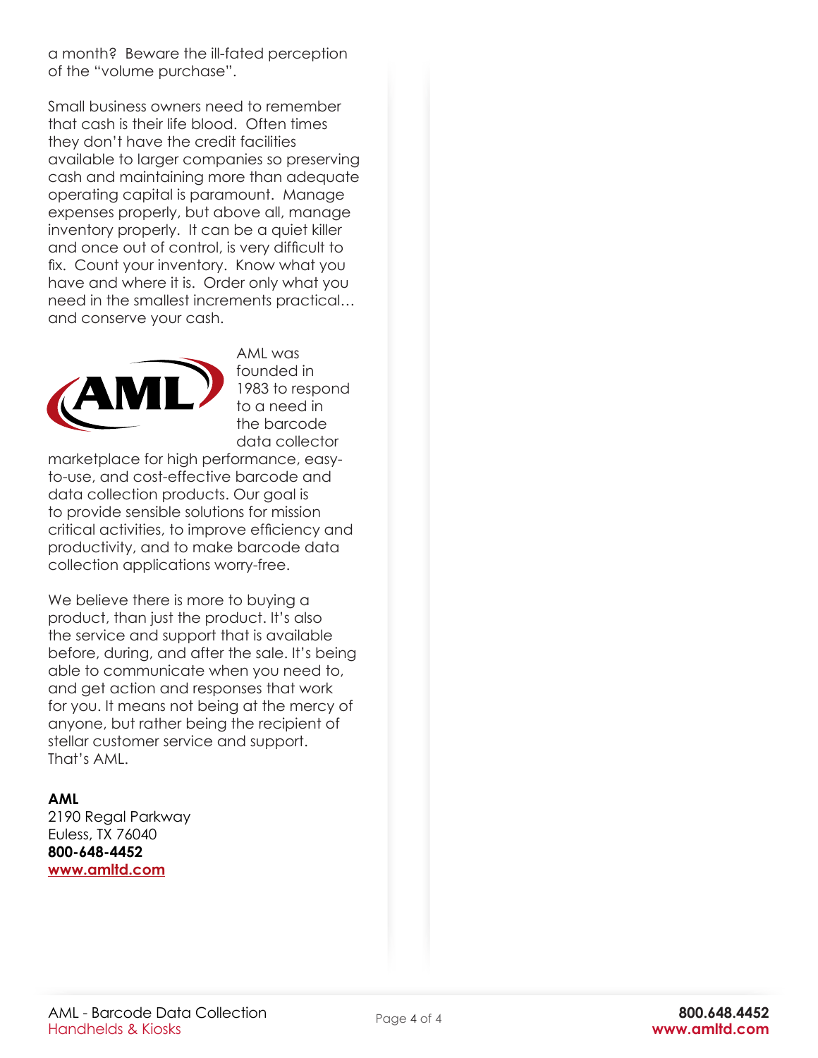a month? Beware the ill-fated perception of the "volume purchase".

Small business owners need to remember that cash is their life blood. Often times they don't have the credit facilities available to larger companies so preserving cash and maintaining more than adequate operating capital is paramount. Manage expenses properly, but above all, manage inventory properly. It can be a quiet killer and once out of control, is very difficult to fix. Count your inventory. Know what you have and where it is. Order only what you need in the smallest increments practical… and conserve your cash.

AML was founded in 1983 to respond to a need in the barcode data collector marketplace for high performance, easy-to-use, and cost-effective barcode and data collection products. Our goal is to provide sensible solutions for mission critical activities, to improve efficiency and productivity, and to make barcode data collection applications worry-free.

We believe there is more to buying a product, than just the product. It's also the service and support that is available before, during, and after the sale. It's being able to communicate when you need to, and get action and responses that work for you. It means not being at the mercy of anyone, but rather being the recipient of stellar customer service and support. That's AML.

**AML**
2190 Regal Parkway
Euless, TX 76040
**800-648-4452**
**www.amltd.com**